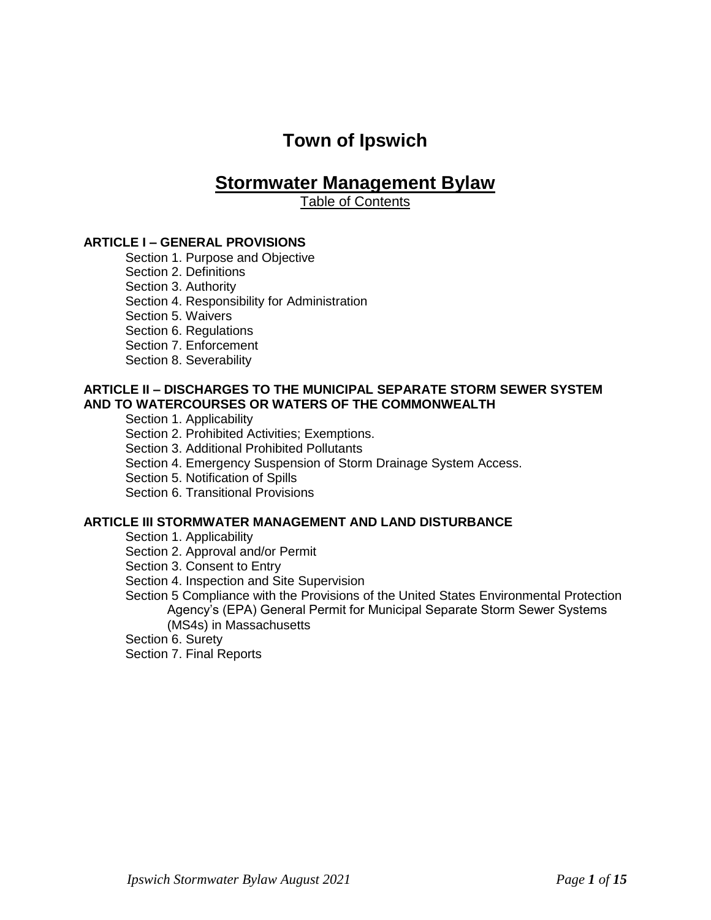# Town of Ipswich

## Stormwater Management Bylaw

Table of Contents

**ARTICLE I – GENERAL PROVISIONS**

- Section 1. Purpose and Objective
- Section 2. Definitions
- Section 3. Authority
- Section 4. Responsibility for Administration
- Section 5. Waivers
- Section 6. Regulations
- Section 7. Enforcement
- Section 8. Severability

**ARTICLE II – DISCHARGES TO THE MUNICIPAL SEPARATE STORM SEWER SYSTEM AND TO WATERCOURSES OR WATERS OF THE COMMONWEALTH**

- Section 1. Applicability
- Section 2. Prohibited Activities; Exemptions.
- Section 3. Additional Prohibited Pollutants
- Section 4. Emergency Suspension of Storm Drainage System Access.
- Section 5. Notification of Spills
- Section 6. Transitional Provisions

**ARTICLE III STORMWATER MANAGEMENT AND LAND DISTURBANCE**

- Section 1. Applicability
- Section 2. Approval and/or Permit
- Section 3. Consent to Entry
- Section 4. Inspection and Site Supervision
- Section 5 Compliance with the Provisions of the United States Environmental Protection Agency's (EPA) General Permit for Municipal Separate Storm Sewer Systems (MS4s) in Massachusetts
- Section 6. Surety
- Section 7. Final Reports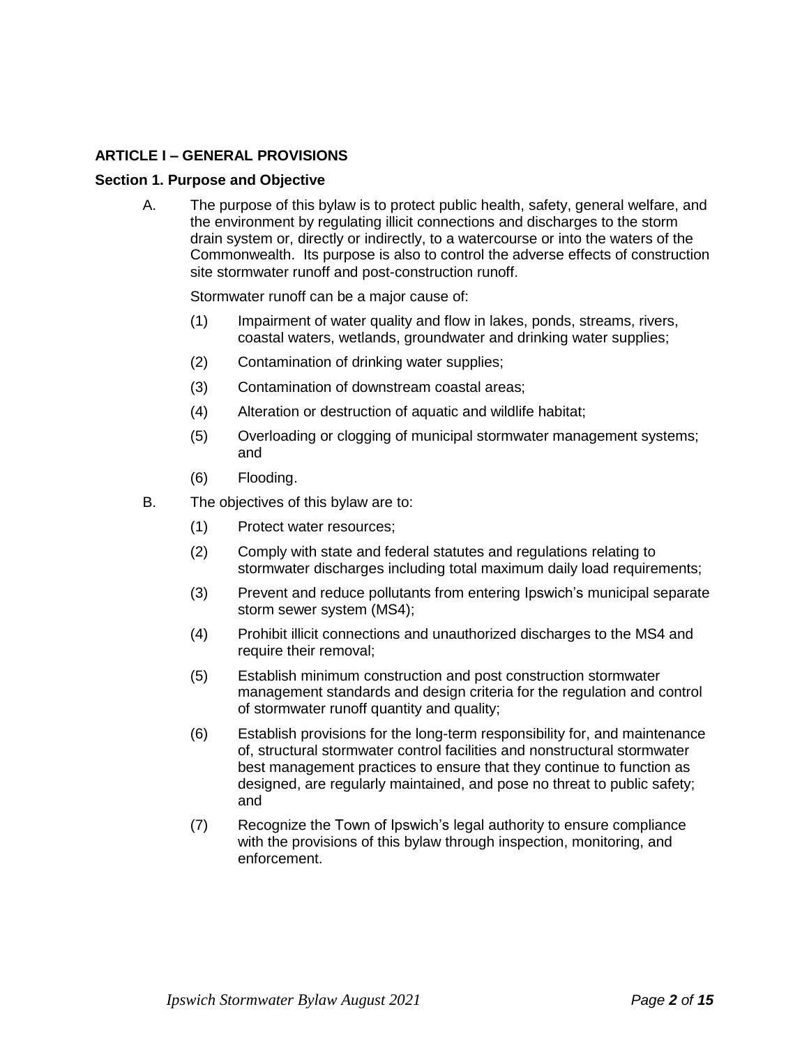## ARTICLE I – GENERAL PROVISIONS

### Section 1. Purpose and Objective

A. The purpose of this bylaw is to protect public health, safety, general welfare, and the environment by regulating illicit connections and discharges to the storm drain system or, directly or indirectly, to a watercourse or into the waters of the Commonwealth. Its purpose is also to control the adverse effects of construction site stormwater runoff and post-construction runoff.

   Stormwater runoff can be a major cause of:

   (1) Impairment of water quality and flow in lakes, ponds, streams, rivers, coastal waters, wetlands, groundwater and drinking water supplies;

   (2) Contamination of drinking water supplies;

   (3) Contamination of downstream coastal areas;

   (4) Alteration or destruction of aquatic and wildlife habitat;

   (5) Overloading or clogging of municipal stormwater management systems; and

   (6) Flooding.

B. The objectives of this bylaw are to:

   (1) Protect water resources;

   (2) Comply with state and federal statutes and regulations relating to stormwater discharges including total maximum daily load requirements;

   (3) Prevent and reduce pollutants from entering Ipswich's municipal separate storm sewer system (MS4);

   (4) Prohibit illicit connections and unauthorized discharges to the MS4 and require their removal;

   (5) Establish minimum construction and post construction stormwater management standards and design criteria for the regulation and control of stormwater runoff quantity and quality;

   (6) Establish provisions for the long-term responsibility for, and maintenance of, structural stormwater control facilities and nonstructural stormwater best management practices to ensure that they continue to function as designed, are regularly maintained, and pose no threat to public safety; and

   (7) Recognize the Town of Ipswich's legal authority to ensure compliance with the provisions of this bylaw through inspection, monitoring, and enforcement.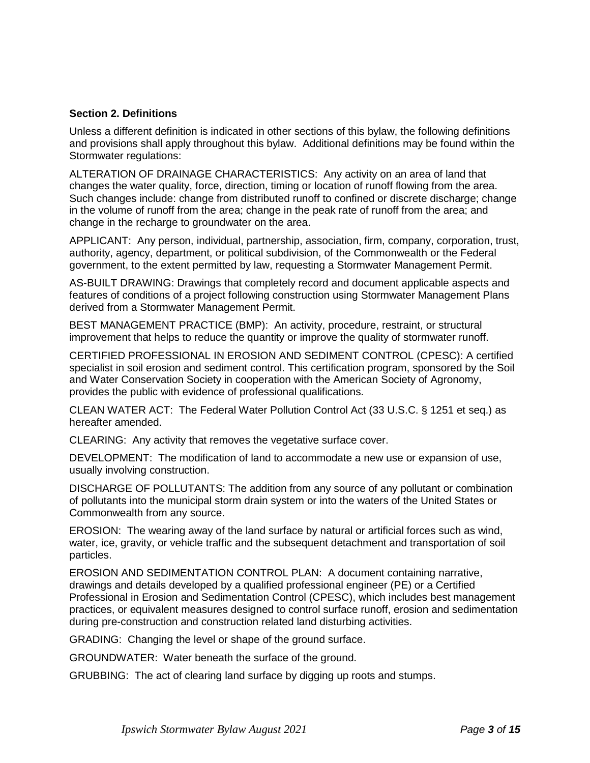### Section 2. Definitions

Unless a different definition is indicated in other sections of this bylaw, the following definitions and provisions shall apply throughout this bylaw. Additional definitions may be found within the Stormwater regulations:

ALTERATION OF DRAINAGE CHARACTERISTICS: Any activity on an area of land that changes the water quality, force, direction, timing or location of runoff flowing from the area. Such changes include: change from distributed runoff to confined or discrete discharge; change in the volume of runoff from the area; change in the peak rate of runoff from the area; and change in the recharge to groundwater on the area.

APPLICANT: Any person, individual, partnership, association, firm, company, corporation, trust, authority, agency, department, or political subdivision, of the Commonwealth or the Federal government, to the extent permitted by law, requesting a Stormwater Management Permit.

AS-BUILT DRAWING: Drawings that completely record and document applicable aspects and features of conditions of a project following construction using Stormwater Management Plans derived from a Stormwater Management Permit.

BEST MANAGEMENT PRACTICE (BMP): An activity, procedure, restraint, or structural improvement that helps to reduce the quantity or improve the quality of stormwater runoff.

CERTIFIED PROFESSIONAL IN EROSION AND SEDIMENT CONTROL (CPESC): A certified specialist in soil erosion and sediment control. This certification program, sponsored by the Soil and Water Conservation Society in cooperation with the American Society of Agronomy, provides the public with evidence of professional qualifications.

CLEAN WATER ACT: The Federal Water Pollution Control Act (33 U.S.C. § 1251 et seq.) as hereafter amended.

CLEARING: Any activity that removes the vegetative surface cover.

DEVELOPMENT: The modification of land to accommodate a new use or expansion of use, usually involving construction.

DISCHARGE OF POLLUTANTS: The addition from any source of any pollutant or combination of pollutants into the municipal storm drain system or into the waters of the United States or Commonwealth from any source.

EROSION: The wearing away of the land surface by natural or artificial forces such as wind, water, ice, gravity, or vehicle traffic and the subsequent detachment and transportation of soil particles.

EROSION AND SEDIMENTATION CONTROL PLAN: A document containing narrative, drawings and details developed by a qualified professional engineer (PE) or a Certified Professional in Erosion and Sedimentation Control (CPESC), which includes best management practices, or equivalent measures designed to control surface runoff, erosion and sedimentation during pre-construction and construction related land disturbing activities.

GRADING: Changing the level or shape of the ground surface.

GROUNDWATER: Water beneath the surface of the ground.

GRUBBING: The act of clearing land surface by digging up roots and stumps.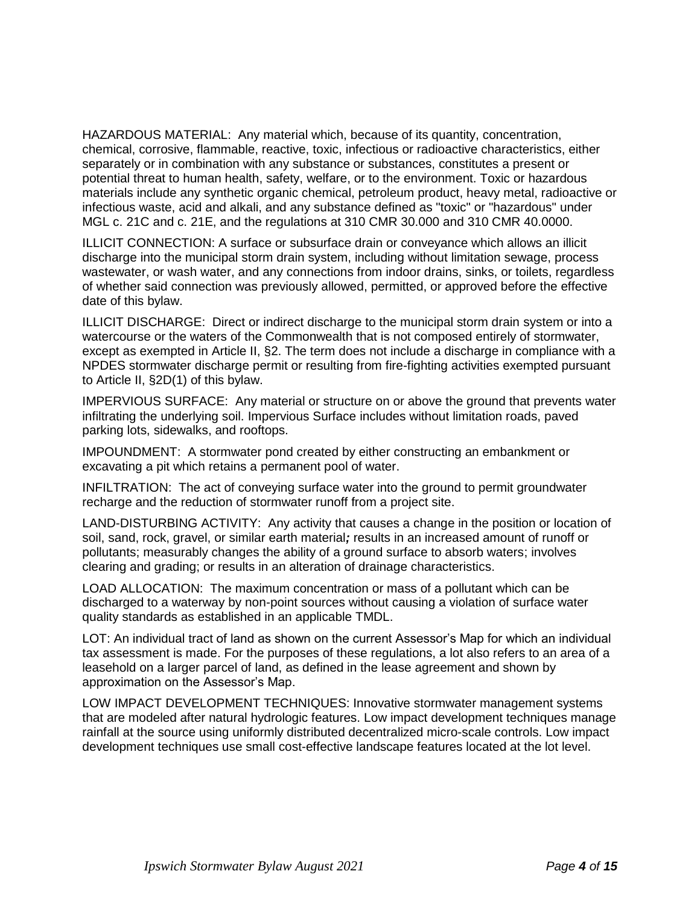HAZARDOUS MATERIAL: Any material which, because of its quantity, concentration, chemical, corrosive, flammable, reactive, toxic, infectious or radioactive characteristics, either separately or in combination with any substance or substances, constitutes a present or potential threat to human health, safety, welfare, or to the environment. Toxic or hazardous materials include any synthetic organic chemical, petroleum product, heavy metal, radioactive or infectious waste, acid and alkali, and any substance defined as "toxic" or "hazardous" under MGL c. 21C and c. 21E, and the regulations at 310 CMR 30.000 and 310 CMR 40.0000.

ILLICIT CONNECTION: A surface or subsurface drain or conveyance which allows an illicit discharge into the municipal storm drain system, including without limitation sewage, process wastewater, or wash water, and any connections from indoor drains, sinks, or toilets, regardless of whether said connection was previously allowed, permitted, or approved before the effective date of this bylaw.

ILLICIT DISCHARGE: Direct or indirect discharge to the municipal storm drain system or into a watercourse or the waters of the Commonwealth that is not composed entirely of stormwater, except as exempted in Article II, §2. The term does not include a discharge in compliance with a NPDES stormwater discharge permit or resulting from fire-fighting activities exempted pursuant to Article II, §2D(1) of this bylaw.

IMPERVIOUS SURFACE: Any material or structure on or above the ground that prevents water infiltrating the underlying soil. Impervious Surface includes without limitation roads, paved parking lots, sidewalks, and rooftops.

IMPOUNDMENT: A stormwater pond created by either constructing an embankment or excavating a pit which retains a permanent pool of water.

INFILTRATION: The act of conveying surface water into the ground to permit groundwater recharge and the reduction of stormwater runoff from a project site.

LAND-DISTURBING ACTIVITY: Any activity that causes a change in the position or location of soil, sand, rock, gravel, or similar earth material***;*** results in an increased amount of runoff or pollutants; measurably changes the ability of a ground surface to absorb waters; involves clearing and grading; or results in an alteration of drainage characteristics.

LOAD ALLOCATION: The maximum concentration or mass of a pollutant which can be discharged to a waterway by non-point sources without causing a violation of surface water quality standards as established in an applicable TMDL.

LOT: An individual tract of land as shown on the current Assessor's Map for which an individual tax assessment is made. For the purposes of these regulations, a lot also refers to an area of a leasehold on a larger parcel of land, as defined in the lease agreement and shown by approximation on the Assessor's Map.

LOW IMPACT DEVELOPMENT TECHNIQUES: Innovative stormwater management systems that are modeled after natural hydrologic features. Low impact development techniques manage rainfall at the source using uniformly distributed decentralized micro-scale controls. Low impact development techniques use small cost-effective landscape features located at the lot level.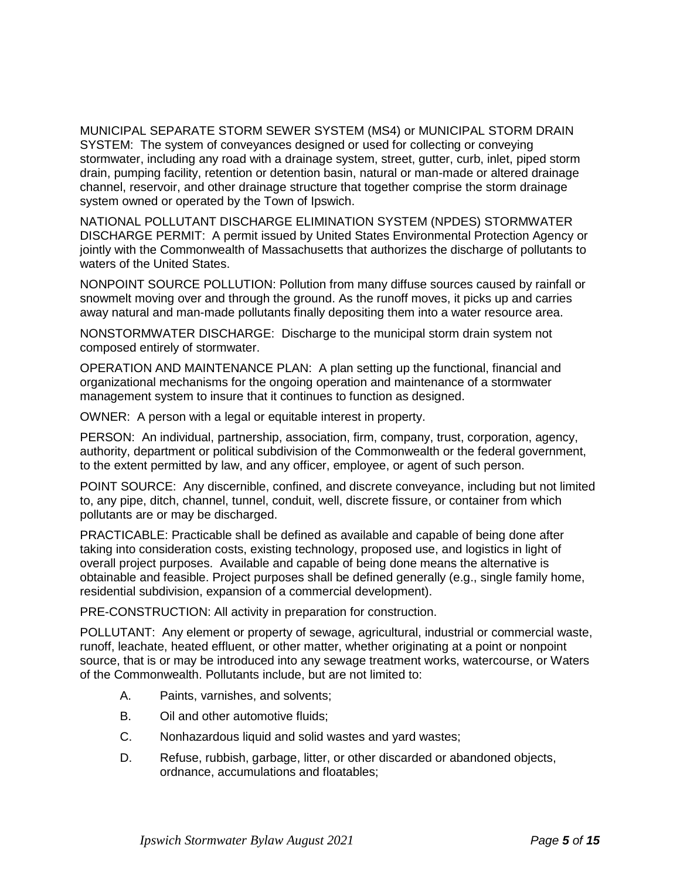MUNICIPAL SEPARATE STORM SEWER SYSTEM (MS4) or MUNICIPAL STORM DRAIN SYSTEM: The system of conveyances designed or used for collecting or conveying stormwater, including any road with a drainage system, street, gutter, curb, inlet, piped storm drain, pumping facility, retention or detention basin, natural or man-made or altered drainage channel, reservoir, and other drainage structure that together comprise the storm drainage system owned or operated by the Town of Ipswich.

NATIONAL POLLUTANT DISCHARGE ELIMINATION SYSTEM (NPDES) STORMWATER DISCHARGE PERMIT: A permit issued by United States Environmental Protection Agency or jointly with the Commonwealth of Massachusetts that authorizes the discharge of pollutants to waters of the United States.

NONPOINT SOURCE POLLUTION: Pollution from many diffuse sources caused by rainfall or snowmelt moving over and through the ground. As the runoff moves, it picks up and carries away natural and man-made pollutants finally depositing them into a water resource area.

NONSTORMWATER DISCHARGE: Discharge to the municipal storm drain system not composed entirely of stormwater.

OPERATION AND MAINTENANCE PLAN: A plan setting up the functional, financial and organizational mechanisms for the ongoing operation and maintenance of a stormwater management system to insure that it continues to function as designed.

OWNER: A person with a legal or equitable interest in property.

PERSON: An individual, partnership, association, firm, company, trust, corporation, agency, authority, department or political subdivision of the Commonwealth or the federal government, to the extent permitted by law, and any officer, employee, or agent of such person.

POINT SOURCE: Any discernible, confined, and discrete conveyance, including but not limited to, any pipe, ditch, channel, tunnel, conduit, well, discrete fissure, or container from which pollutants are or may be discharged.

PRACTICABLE: Practicable shall be defined as available and capable of being done after taking into consideration costs, existing technology, proposed use, and logistics in light of overall project purposes. Available and capable of being done means the alternative is obtainable and feasible. Project purposes shall be defined generally (e.g., single family home, residential subdivision, expansion of a commercial development).

PRE-CONSTRUCTION: All activity in preparation for construction.

POLLUTANT: Any element or property of sewage, agricultural, industrial or commercial waste, runoff, leachate, heated effluent, or other matter, whether originating at a point or nonpoint source, that is or may be introduced into any sewage treatment works, watercourse, or Waters of the Commonwealth. Pollutants include, but are not limited to:

A. Paints, varnishes, and solvents;

B. Oil and other automotive fluids;

C. Nonhazardous liquid and solid wastes and yard wastes;

D. Refuse, rubbish, garbage, litter, or other discarded or abandoned objects, ordnance, accumulations and floatables;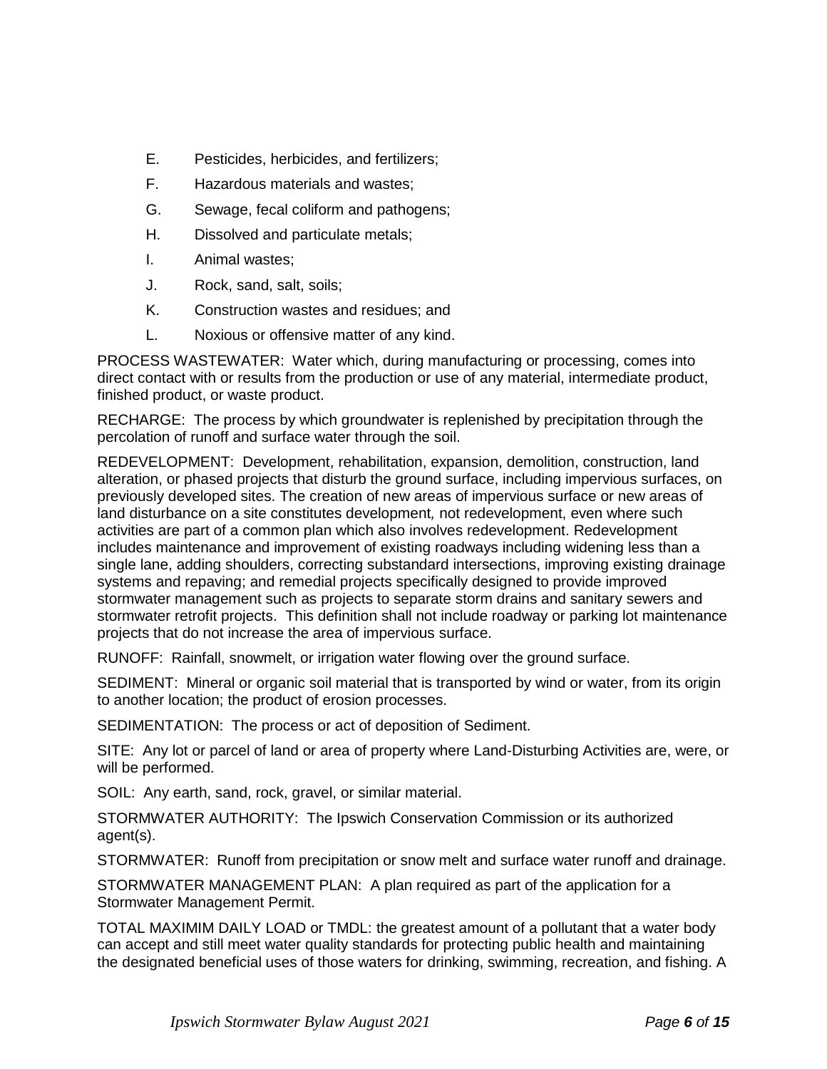E. Pesticides, herbicides, and fertilizers;

F. Hazardous materials and wastes;

G. Sewage, fecal coliform and pathogens;

H. Dissolved and particulate metals;

I. Animal wastes;

J. Rock, sand, salt, soils;

K. Construction wastes and residues; and

L. Noxious or offensive matter of any kind.

PROCESS WASTEWATER: Water which, during manufacturing or processing, comes into direct contact with or results from the production or use of any material, intermediate product, finished product, or waste product.

RECHARGE: The process by which groundwater is replenished by precipitation through the percolation of runoff and surface water through the soil.

REDEVELOPMENT: Development, rehabilitation, expansion, demolition, construction, land alteration, or phased projects that disturb the ground surface, including impervious surfaces, on previously developed sites. The creation of new areas of impervious surface or new areas of land disturbance on a site constitutes development, not redevelopment, even where such activities are part of a common plan which also involves redevelopment. Redevelopment includes maintenance and improvement of existing roadways including widening less than a single lane, adding shoulders, correcting substandard intersections, improving existing drainage systems and repaving; and remedial projects specifically designed to provide improved stormwater management such as projects to separate storm drains and sanitary sewers and stormwater retrofit projects. This definition shall not include roadway or parking lot maintenance projects that do not increase the area of impervious surface.

RUNOFF: Rainfall, snowmelt, or irrigation water flowing over the ground surface.

SEDIMENT: Mineral or organic soil material that is transported by wind or water, from its origin to another location; the product of erosion processes.

SEDIMENTATION: The process or act of deposition of Sediment.

SITE: Any lot or parcel of land or area of property where Land-Disturbing Activities are, were, or will be performed.

SOIL: Any earth, sand, rock, gravel, or similar material.

STORMWATER AUTHORITY: The Ipswich Conservation Commission or its authorized agent(s).

STORMWATER: Runoff from precipitation or snow melt and surface water runoff and drainage.

STORMWATER MANAGEMENT PLAN: A plan required as part of the application for a Stormwater Management Permit.

TOTAL MAXIMIM DAILY LOAD or TMDL: the greatest amount of a pollutant that a water body can accept and still meet water quality standards for protecting public health and maintaining the designated beneficial uses of those waters for drinking, swimming, recreation, and fishing. A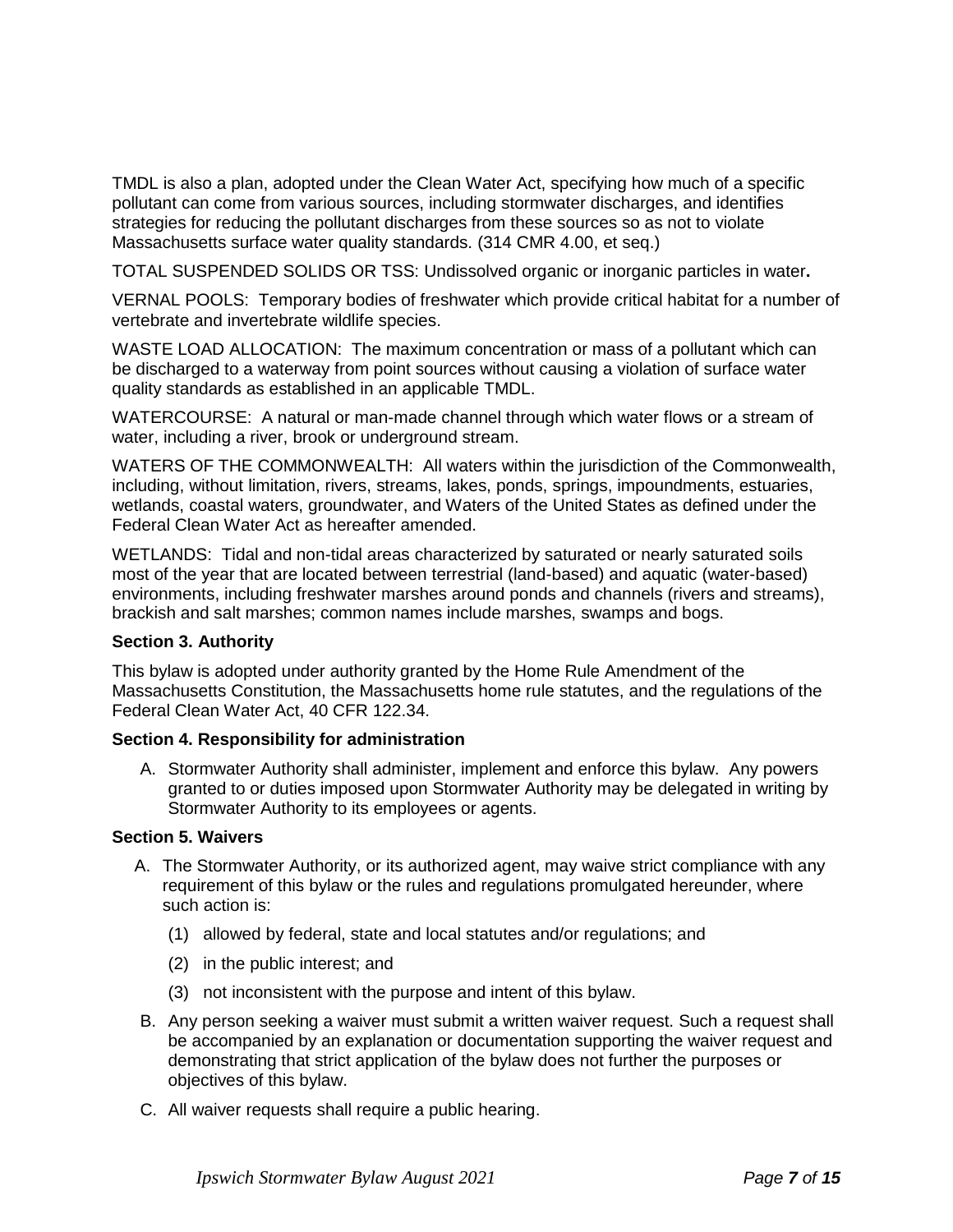TMDL is also a plan, adopted under the Clean Water Act, specifying how much of a specific pollutant can come from various sources, including stormwater discharges, and identifies strategies for reducing the pollutant discharges from these sources so as not to violate Massachusetts surface water quality standards. (314 CMR 4.00, et seq.)

TOTAL SUSPENDED SOLIDS OR TSS: Undissolved organic or inorganic particles in water**.**

VERNAL POOLS: Temporary bodies of freshwater which provide critical habitat for a number of vertebrate and invertebrate wildlife species.

WASTE LOAD ALLOCATION: The maximum concentration or mass of a pollutant which can be discharged to a waterway from point sources without causing a violation of surface water quality standards as established in an applicable TMDL.

WATERCOURSE: A natural or man-made channel through which water flows or a stream of water, including a river, brook or underground stream.

WATERS OF THE COMMONWEALTH: All waters within the jurisdiction of the Commonwealth, including, without limitation, rivers, streams, lakes, ponds, springs, impoundments, estuaries, wetlands, coastal waters, groundwater, and Waters of the United States as defined under the Federal Clean Water Act as hereafter amended.

WETLANDS: Tidal and non-tidal areas characterized by saturated or nearly saturated soils most of the year that are located between terrestrial (land-based) and aquatic (water-based) environments, including freshwater marshes around ponds and channels (rivers and streams), brackish and salt marshes; common names include marshes, swamps and bogs.

### Section 3. Authority

This bylaw is adopted under authority granted by the Home Rule Amendment of the Massachusetts Constitution, the Massachusetts home rule statutes, and the regulations of the Federal Clean Water Act, 40 CFR 122.34.

### Section 4. Responsibility for administration

A. Stormwater Authority shall administer, implement and enforce this bylaw. Any powers granted to or duties imposed upon Stormwater Authority may be delegated in writing by Stormwater Authority to its employees or agents.

### Section 5. Waivers

A. The Stormwater Authority, or its authorized agent, may waive strict compliance with any requirement of this bylaw or the rules and regulations promulgated hereunder, where such action is:

   (1) allowed by federal, state and local statutes and/or regulations; and

   (2) in the public interest; and

   (3) not inconsistent with the purpose and intent of this bylaw.

B. Any person seeking a waiver must submit a written waiver request. Such a request shall be accompanied by an explanation or documentation supporting the waiver request and demonstrating that strict application of the bylaw does not further the purposes or objectives of this bylaw.

C. All waiver requests shall require a public hearing.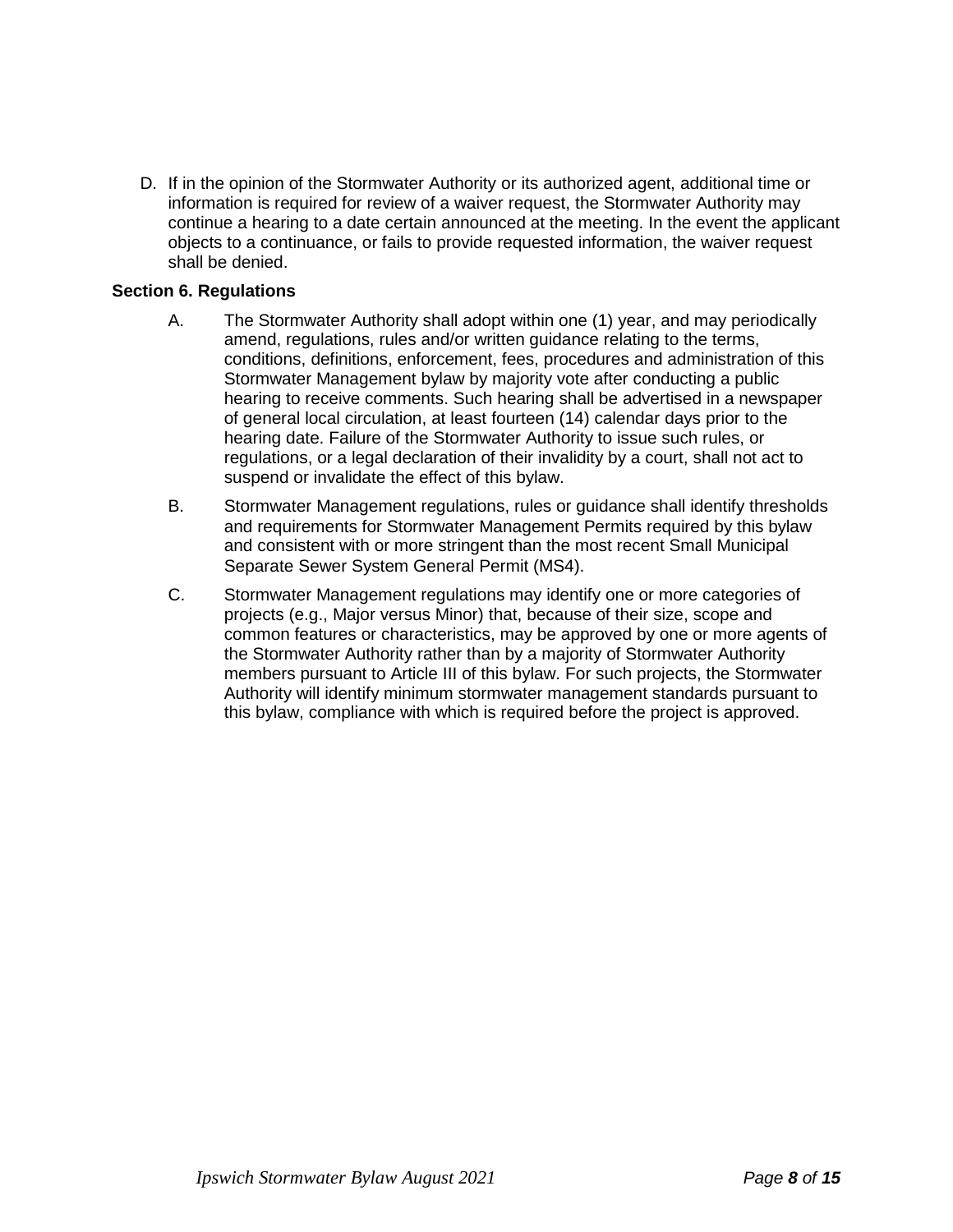D. If in the opinion of the Stormwater Authority or its authorized agent, additional time or information is required for review of a waiver request, the Stormwater Authority may continue a hearing to a date certain announced at the meeting. In the event the applicant objects to a continuance, or fails to provide requested information, the waiver request shall be denied.

**Section 6. Regulations**

A. The Stormwater Authority shall adopt within one (1) year, and may periodically amend, regulations, rules and/or written guidance relating to the terms, conditions, definitions, enforcement, fees, procedures and administration of this Stormwater Management bylaw by majority vote after conducting a public hearing to receive comments. Such hearing shall be advertised in a newspaper of general local circulation, at least fourteen (14) calendar days prior to the hearing date. Failure of the Stormwater Authority to issue such rules, or regulations, or a legal declaration of their invalidity by a court, shall not act to suspend or invalidate the effect of this bylaw.

B. Stormwater Management regulations, rules or guidance shall identify thresholds and requirements for Stormwater Management Permits required by this bylaw and consistent with or more stringent than the most recent Small Municipal Separate Sewer System General Permit (MS4).

C. Stormwater Management regulations may identify one or more categories of projects (e.g., Major versus Minor) that, because of their size, scope and common features or characteristics, may be approved by one or more agents of the Stormwater Authority rather than by a majority of Stormwater Authority members pursuant to Article III of this bylaw. For such projects, the Stormwater Authority will identify minimum stormwater management standards pursuant to this bylaw, compliance with which is required before the project is approved.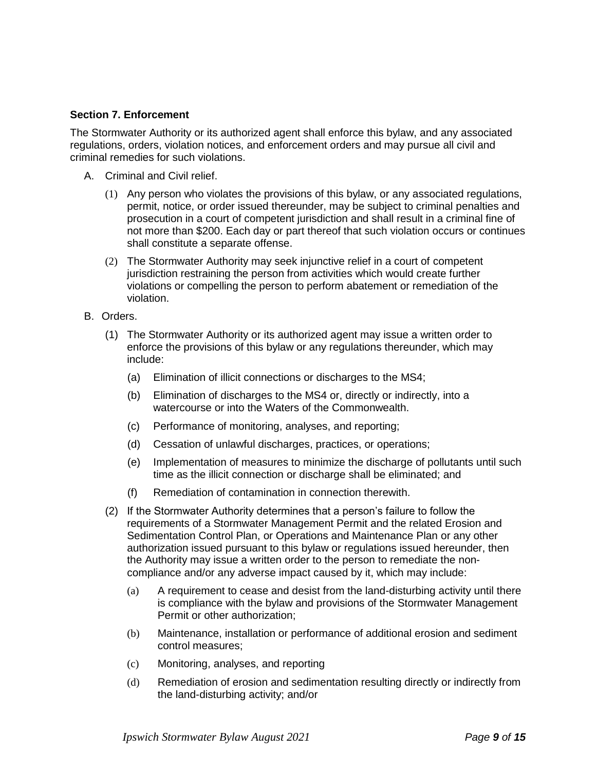**Section 7. Enforcement**

The Stormwater Authority or its authorized agent shall enforce this bylaw, and any associated regulations, orders, violation notices, and enforcement orders and may pursue all civil and criminal remedies for such violations.

A. Criminal and Civil relief.

   (1) Any person who violates the provisions of this bylaw, or any associated regulations, permit, notice, or order issued thereunder, may be subject to criminal penalties and prosecution in a court of competent jurisdiction and shall result in a criminal fine of not more than $200. Each day or part thereof that such violation occurs or continues shall constitute a separate offense.

   (2) The Stormwater Authority may seek injunctive relief in a court of competent jurisdiction restraining the person from activities which would create further violations or compelling the person to perform abatement or remediation of the violation.

B. Orders.

   (1) The Stormwater Authority or its authorized agent may issue a written order to enforce the provisions of this bylaw or any regulations thereunder, which may include:

      (a) Elimination of illicit connections or discharges to the MS4;

      (b) Elimination of discharges to the MS4 or, directly or indirectly, into a watercourse or into the Waters of the Commonwealth.

      (c) Performance of monitoring, analyses, and reporting;

      (d) Cessation of unlawful discharges, practices, or operations;

      (e) Implementation of measures to minimize the discharge of pollutants until such time as the illicit connection or discharge shall be eliminated; and

      (f) Remediation of contamination in connection therewith.

   (2) If the Stormwater Authority determines that a person's failure to follow the requirements of a Stormwater Management Permit and the related Erosion and Sedimentation Control Plan, or Operations and Maintenance Plan or any other authorization issued pursuant to this bylaw or regulations issued hereunder, then the Authority may issue a written order to the person to remediate the non-compliance and/or any adverse impact caused by it, which may include:

      (a) A requirement to cease and desist from the land-disturbing activity until there is compliance with the bylaw and provisions of the Stormwater Management Permit or other authorization;

      (b) Maintenance, installation or performance of additional erosion and sediment control measures;

      (c) Monitoring, analyses, and reporting

      (d) Remediation of erosion and sedimentation resulting directly or indirectly from the land-disturbing activity; and/or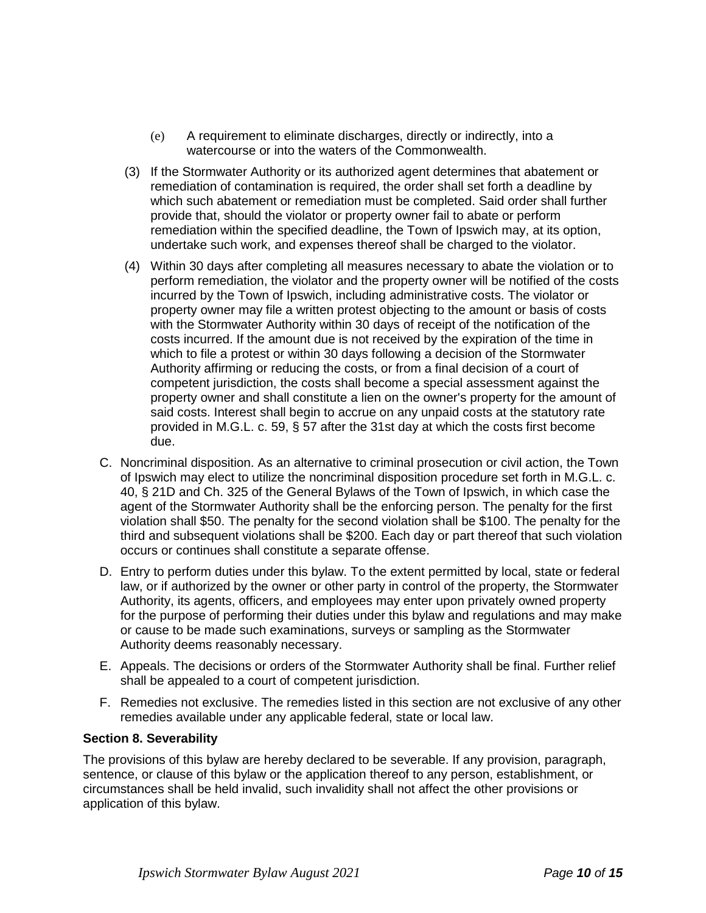(e) A requirement to eliminate discharges, directly or indirectly, into a watercourse or into the waters of the Commonwealth.

(3) If the Stormwater Authority or its authorized agent determines that abatement or remediation of contamination is required, the order shall set forth a deadline by which such abatement or remediation must be completed. Said order shall further provide that, should the violator or property owner fail to abate or perform remediation within the specified deadline, the Town of Ipswich may, at its option, undertake such work, and expenses thereof shall be charged to the violator.

(4) Within 30 days after completing all measures necessary to abate the violation or to perform remediation, the violator and the property owner will be notified of the costs incurred by the Town of Ipswich, including administrative costs. The violator or property owner may file a written protest objecting to the amount or basis of costs with the Stormwater Authority within 30 days of receipt of the notification of the costs incurred. If the amount due is not received by the expiration of the time in which to file a protest or within 30 days following a decision of the Stormwater Authority affirming or reducing the costs, or from a final decision of a court of competent jurisdiction, the costs shall become a special assessment against the property owner and shall constitute a lien on the owner's property for the amount of said costs. Interest shall begin to accrue on any unpaid costs at the statutory rate provided in M.G.L. c. 59, § 57 after the 31st day at which the costs first become due.

C. Noncriminal disposition. As an alternative to criminal prosecution or civil action, the Town of Ipswich may elect to utilize the noncriminal disposition procedure set forth in M.G.L. c. 40, § 21D and Ch. 325 of the General Bylaws of the Town of Ipswich, in which case the agent of the Stormwater Authority shall be the enforcing person. The penalty for the first violation shall $50. The penalty for the second violation shall be $100. The penalty for the third and subsequent violations shall be $200. Each day or part thereof that such violation occurs or continues shall constitute a separate offense.

D. Entry to perform duties under this bylaw. To the extent permitted by local, state or federal law, or if authorized by the owner or other party in control of the property, the Stormwater Authority, its agents, officers, and employees may enter upon privately owned property for the purpose of performing their duties under this bylaw and regulations and may make or cause to be made such examinations, surveys or sampling as the Stormwater Authority deems reasonably necessary.

E. Appeals. The decisions or orders of the Stormwater Authority shall be final. Further relief shall be appealed to a court of competent jurisdiction.

F. Remedies not exclusive. The remedies listed in this section are not exclusive of any other remedies available under any applicable federal, state or local law.

**Section 8. Severability**

The provisions of this bylaw are hereby declared to be severable. If any provision, paragraph, sentence, or clause of this bylaw or the application thereof to any person, establishment, or circumstances shall be held invalid, such invalidity shall not affect the other provisions or application of this bylaw.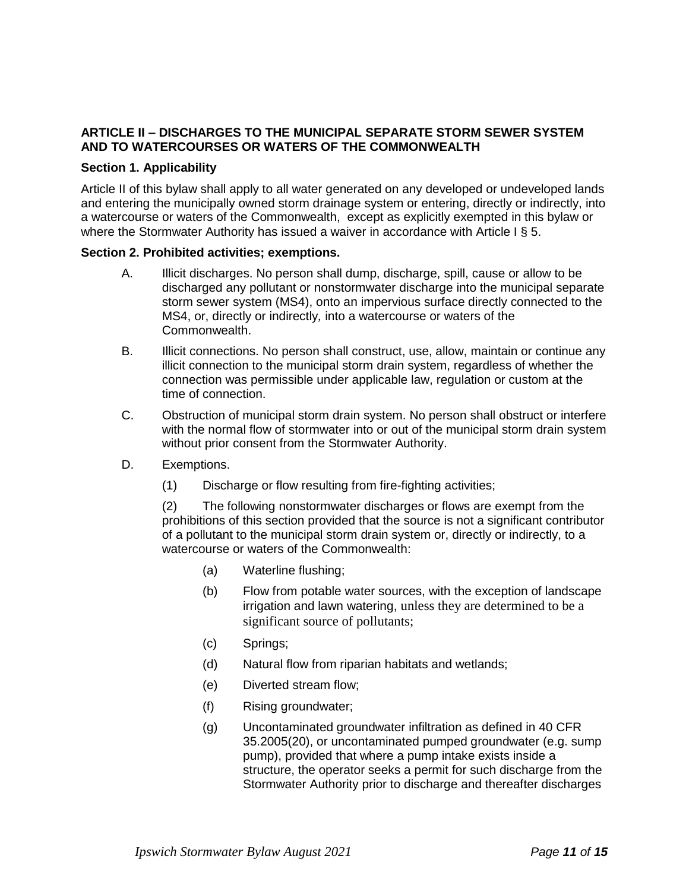**ARTICLE II – DISCHARGES TO THE MUNICIPAL SEPARATE STORM SEWER SYSTEM AND TO WATERCOURSES OR WATERS OF THE COMMONWEALTH**

**Section 1. Applicability**

Article II of this bylaw shall apply to all water generated on any developed or undeveloped lands and entering the municipally owned storm drainage system or entering, directly or indirectly, into a watercourse or waters of the Commonwealth, except as explicitly exempted in this bylaw or where the Stormwater Authority has issued a waiver in accordance with Article I § 5.

**Section 2. Prohibited activities; exemptions.**

A. Illicit discharges. No person shall dump, discharge, spill, cause or allow to be discharged any pollutant or nonstormwater discharge into the municipal separate storm sewer system (MS4), onto an impervious surface directly connected to the MS4, or, directly or indirectly, into a watercourse or waters of the Commonwealth.

B. Illicit connections. No person shall construct, use, allow, maintain or continue any illicit connection to the municipal storm drain system, regardless of whether the connection was permissible under applicable law, regulation or custom at the time of connection.

C. Obstruction of municipal storm drain system. No person shall obstruct or interfere with the normal flow of stormwater into or out of the municipal storm drain system without prior consent from the Stormwater Authority.

D. Exemptions.

(1) Discharge or flow resulting from fire-fighting activities;

(2) The following nonstormwater discharges or flows are exempt from the prohibitions of this section provided that the source is not a significant contributor of a pollutant to the municipal storm drain system or, directly or indirectly, to a watercourse or waters of the Commonwealth:

(a) Waterline flushing;

(b) Flow from potable water sources, with the exception of landscape irrigation and lawn watering, unless they are determined to be a significant source of pollutants;

(c) Springs;

(d) Natural flow from riparian habitats and wetlands;

(e) Diverted stream flow;

(f) Rising groundwater;

(g) Uncontaminated groundwater infiltration as defined in 40 CFR 35.2005(20), or uncontaminated pumped groundwater (e.g. sump pump), provided that where a pump intake exists inside a structure, the operator seeks a permit for such discharge from the Stormwater Authority prior to discharge and thereafter discharges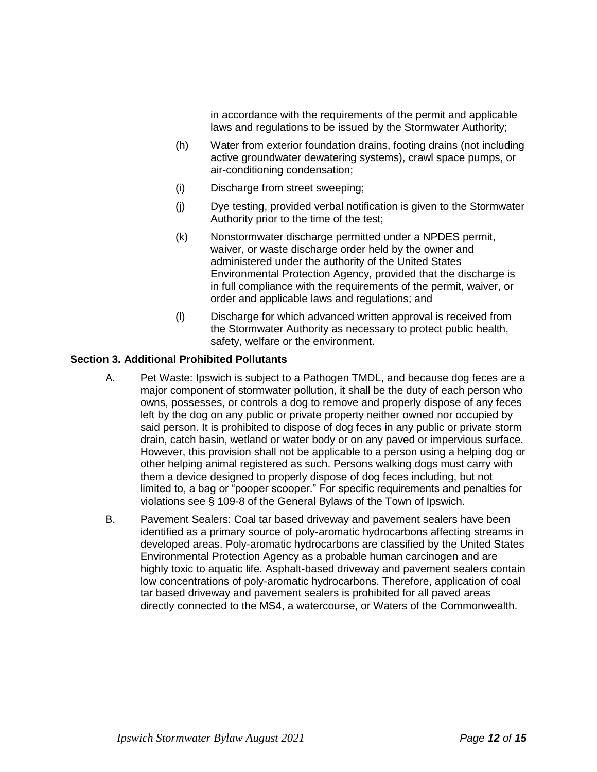in accordance with the requirements of the permit and applicable laws and regulations to be issued by the Stormwater Authority;

(h) Water from exterior foundation drains, footing drains (not including active groundwater dewatering systems), crawl space pumps, or air-conditioning condensation;

(i) Discharge from street sweeping;

(j) Dye testing, provided verbal notification is given to the Stormwater Authority prior to the time of the test;

(k) Nonstormwater discharge permitted under a NPDES permit, waiver, or waste discharge order held by the owner and administered under the authority of the United States Environmental Protection Agency, provided that the discharge is in full compliance with the requirements of the permit, waiver, or order and applicable laws and regulations; and

(l) Discharge for which advanced written approval is received from the Stormwater Authority as necessary to protect public health, safety, welfare or the environment.

**Section 3. Additional Prohibited Pollutants**

A. Pet Waste: Ipswich is subject to a Pathogen TMDL, and because dog feces are a major component of stormwater pollution, it shall be the duty of each person who owns, possesses, or controls a dog to remove and properly dispose of any feces left by the dog on any public or private property neither owned nor occupied by said person. It is prohibited to dispose of dog feces in any public or private storm drain, catch basin, wetland or water body or on any paved or impervious surface. However, this provision shall not be applicable to a person using a helping dog or other helping animal registered as such. Persons walking dogs must carry with them a device designed to properly dispose of dog feces including, but not limited to, a bag or "pooper scooper." For specific requirements and penalties for violations see § 109-8 of the General Bylaws of the Town of Ipswich.

B. Pavement Sealers: Coal tar based driveway and pavement sealers have been identified as a primary source of poly-aromatic hydrocarbons affecting streams in developed areas. Poly-aromatic hydrocarbons are classified by the United States Environmental Protection Agency as a probable human carcinogen and are highly toxic to aquatic life. Asphalt-based driveway and pavement sealers contain low concentrations of poly-aromatic hydrocarbons. Therefore, application of coal tar based driveway and pavement sealers is prohibited for all paved areas directly connected to the MS4, a watercourse, or Waters of the Commonwealth.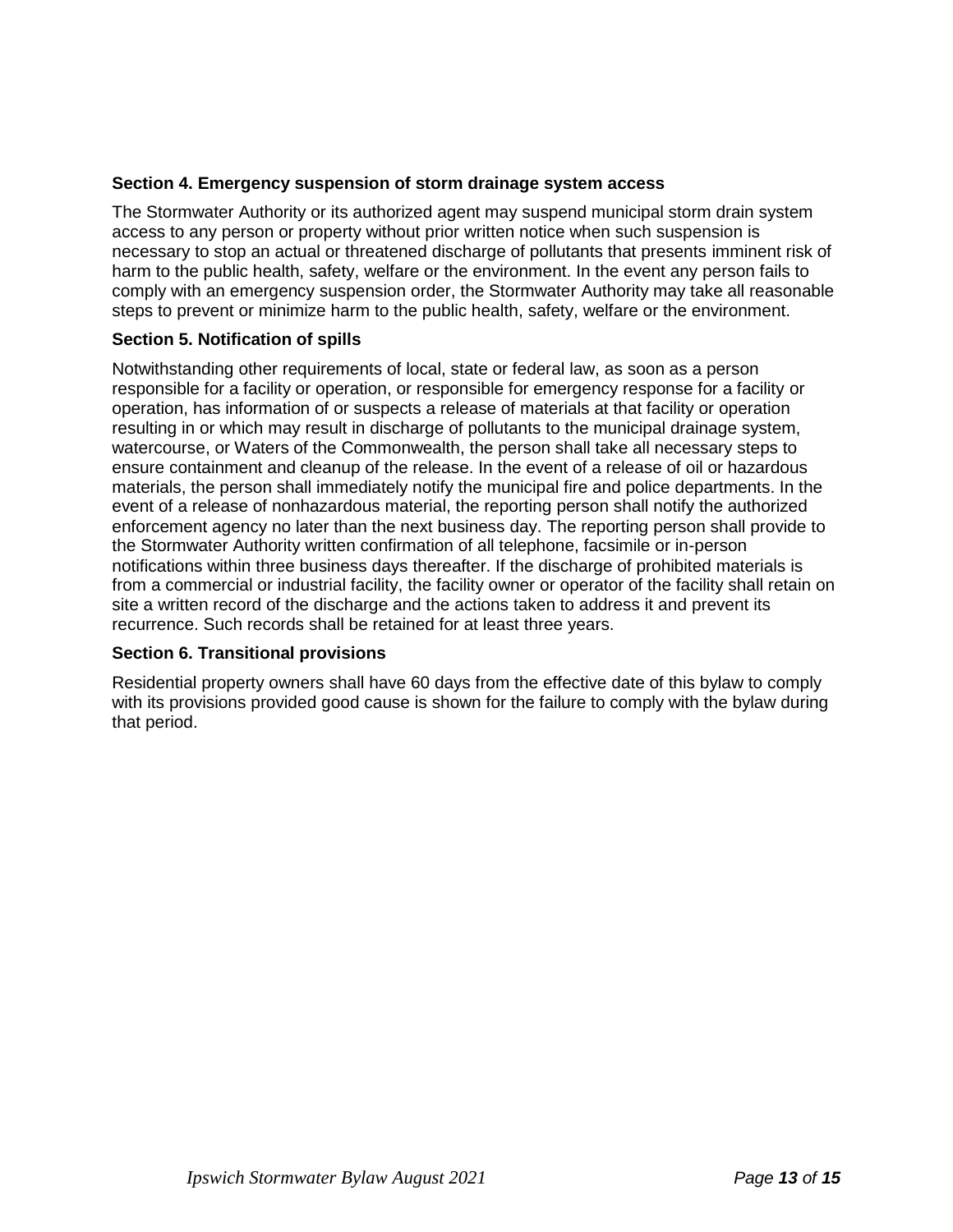### Section 4. Emergency suspension of storm drainage system access

The Stormwater Authority or its authorized agent may suspend municipal storm drain system access to any person or property without prior written notice when such suspension is necessary to stop an actual or threatened discharge of pollutants that presents imminent risk of harm to the public health, safety, welfare or the environment. In the event any person fails to comply with an emergency suspension order, the Stormwater Authority may take all reasonable steps to prevent or minimize harm to the public health, safety, welfare or the environment.

### Section 5. Notification of spills

Notwithstanding other requirements of local, state or federal law, as soon as a person responsible for a facility or operation, or responsible for emergency response for a facility or operation, has information of or suspects a release of materials at that facility or operation resulting in or which may result in discharge of pollutants to the municipal drainage system, watercourse, or Waters of the Commonwealth, the person shall take all necessary steps to ensure containment and cleanup of the release. In the event of a release of oil or hazardous materials, the person shall immediately notify the municipal fire and police departments. In the event of a release of nonhazardous material, the reporting person shall notify the authorized enforcement agency no later than the next business day. The reporting person shall provide to the Stormwater Authority written confirmation of all telephone, facsimile or in-person notifications within three business days thereafter. If the discharge of prohibited materials is from a commercial or industrial facility, the facility owner or operator of the facility shall retain on site a written record of the discharge and the actions taken to address it and prevent its recurrence. Such records shall be retained for at least three years.

### Section 6. Transitional provisions

Residential property owners shall have 60 days from the effective date of this bylaw to comply with its provisions provided good cause is shown for the failure to comply with the bylaw during that period.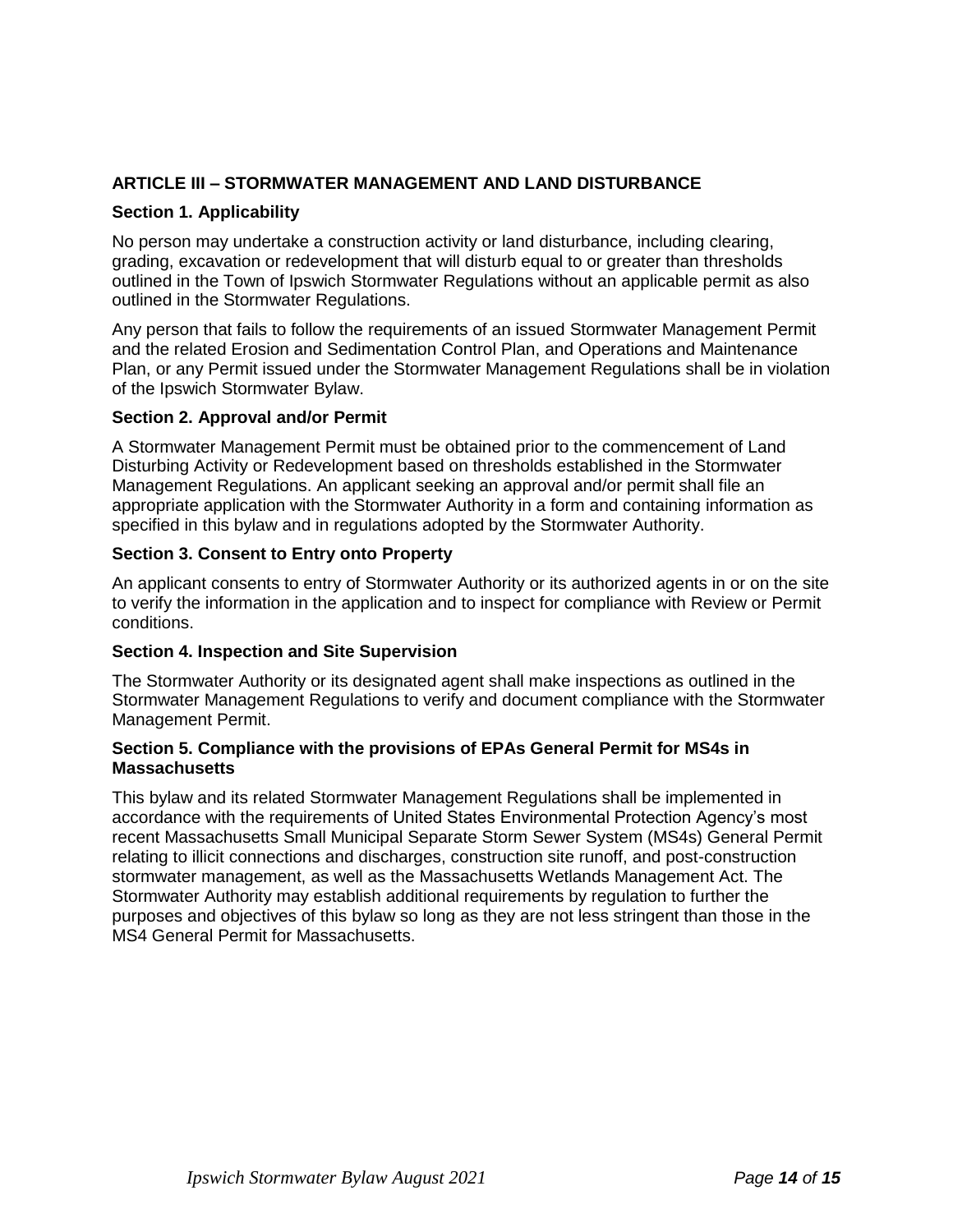## ARTICLE III – STORMWATER MANAGEMENT AND LAND DISTURBANCE

### Section 1. Applicability

No person may undertake a construction activity or land disturbance, including clearing, grading, excavation or redevelopment that will disturb equal to or greater than thresholds outlined in the Town of Ipswich Stormwater Regulations without an applicable permit as also outlined in the Stormwater Regulations.

Any person that fails to follow the requirements of an issued Stormwater Management Permit and the related Erosion and Sedimentation Control Plan, and Operations and Maintenance Plan, or any Permit issued under the Stormwater Management Regulations shall be in violation of the Ipswich Stormwater Bylaw.

### Section 2. Approval and/or Permit

A Stormwater Management Permit must be obtained prior to the commencement of Land Disturbing Activity or Redevelopment based on thresholds established in the Stormwater Management Regulations. An applicant seeking an approval and/or permit shall file an appropriate application with the Stormwater Authority in a form and containing information as specified in this bylaw and in regulations adopted by the Stormwater Authority.

### Section 3. Consent to Entry onto Property

An applicant consents to entry of Stormwater Authority or its authorized agents in or on the site to verify the information in the application and to inspect for compliance with Review or Permit conditions.

### Section 4. Inspection and Site Supervision

The Stormwater Authority or its designated agent shall make inspections as outlined in the Stormwater Management Regulations to verify and document compliance with the Stormwater Management Permit.

### Section 5. Compliance with the provisions of EPAs General Permit for MS4s in Massachusetts

This bylaw and its related Stormwater Management Regulations shall be implemented in accordance with the requirements of United States Environmental Protection Agency's most recent Massachusetts Small Municipal Separate Storm Sewer System (MS4s) General Permit relating to illicit connections and discharges, construction site runoff, and post-construction stormwater management, as well as the Massachusetts Wetlands Management Act. The Stormwater Authority may establish additional requirements by regulation to further the purposes and objectives of this bylaw so long as they are not less stringent than those in the MS4 General Permit for Massachusetts.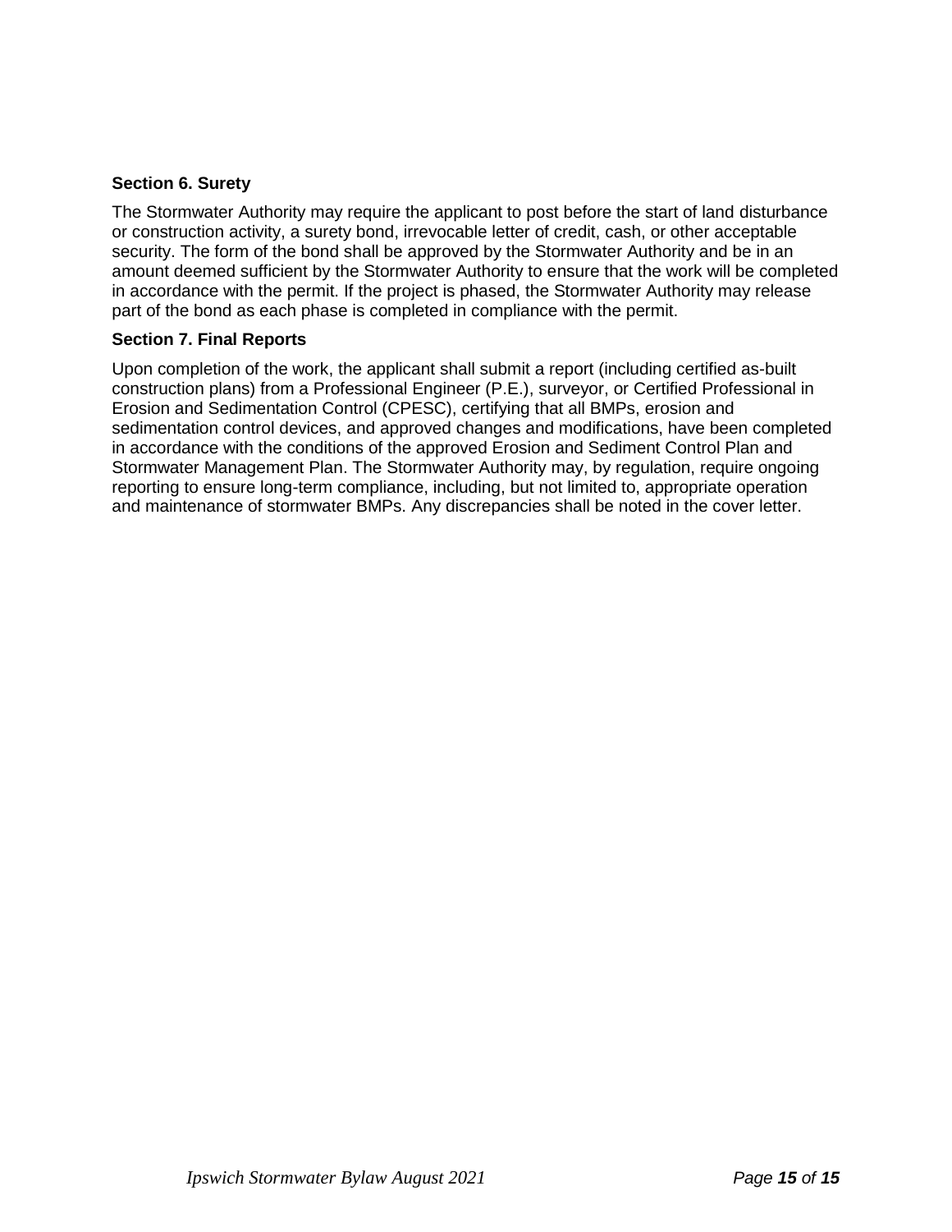### Section 6. Surety

The Stormwater Authority may require the applicant to post before the start of land disturbance or construction activity, a surety bond, irrevocable letter of credit, cash, or other acceptable security. The form of the bond shall be approved by the Stormwater Authority and be in an amount deemed sufficient by the Stormwater Authority to ensure that the work will be completed in accordance with the permit. If the project is phased, the Stormwater Authority may release part of the bond as each phase is completed in compliance with the permit.

### Section 7. Final Reports

Upon completion of the work, the applicant shall submit a report (including certified as-built construction plans) from a Professional Engineer (P.E.), surveyor, or Certified Professional in Erosion and Sedimentation Control (CPESC), certifying that all BMPs, erosion and sedimentation control devices, and approved changes and modifications, have been completed in accordance with the conditions of the approved Erosion and Sediment Control Plan and Stormwater Management Plan. The Stormwater Authority may, by regulation, require ongoing reporting to ensure long-term compliance, including, but not limited to, appropriate operation and maintenance of stormwater BMPs. Any discrepancies shall be noted in the cover letter.